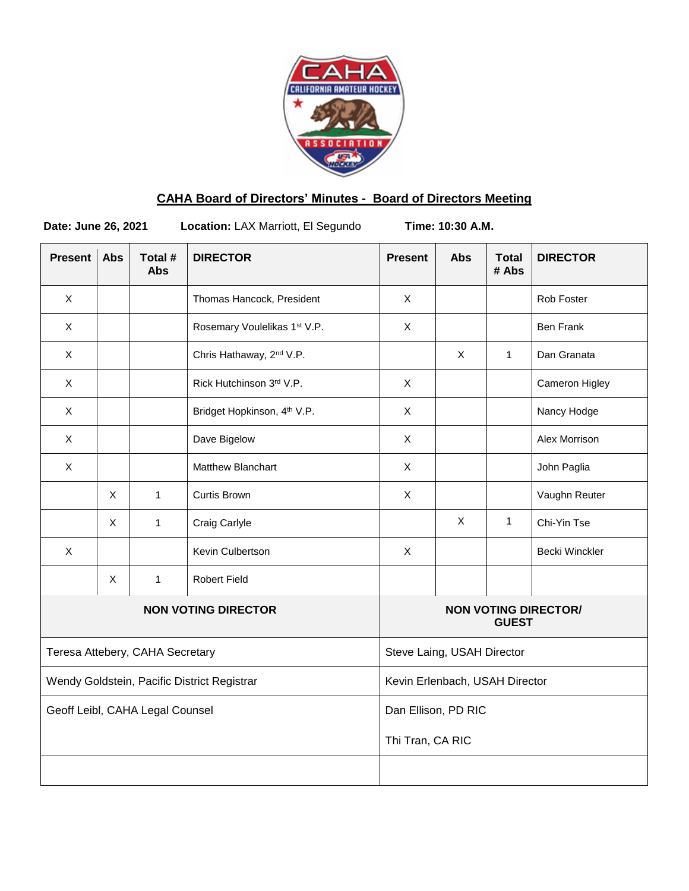## CAHA Board of Directors' Minutes - Board of Directors Meeting

**Date: June 26, 2021** **Location:** LAX Marriott, El Segundo **Time: 10:30 A.M.**

| Present | Abs | Total # Abs | DIRECTOR | Present | Abs | Total # Abs | DIRECTOR |
|---|---|---|---|---|---|---|---|
| X | | | Thomas Hancock, President | X | | | Rob Foster |
| X | | | Rosemary Voulelikas 1st V.P. | X | | | Ben Frank |
| X | | | Chris Hathaway, 2nd V.P. | | X | 1 | Dan Granata |
| X | | | Rick Hutchinson 3rd V.P. | X | | | Cameron Higley |
| X | | | Bridget Hopkinson, 4th V.P. | X | | | Nancy Hodge |
| X | | | Dave Bigelow | X | | | Alex Morrison |
| X | | | Matthew Blanchart | X | | | John Paglia |
| | X | 1 | Curtis Brown | X | | | Vaughn Reuter |
| | X | 1 | Craig Carlyle | | X | 1 | Chi-Yin Tse |
| X | | | Kevin Culbertson | X | | | Becki Winckler |
| | X | 1 | Robert Field | | | | |

| NON VOTING DIRECTOR | NON VOTING DIRECTOR/ GUEST |
|---|---|
| Teresa Attebery, CAHA Secretary | Steve Laing, USAH Director |
| Wendy Goldstein, Pacific District Registrar | Kevin Erlenbach, USAH Director |
| Geoff Leibl, CAHA Legal Counsel | Dan Ellison, PD RIC<br>Thi Tran, CA RIC |
| | |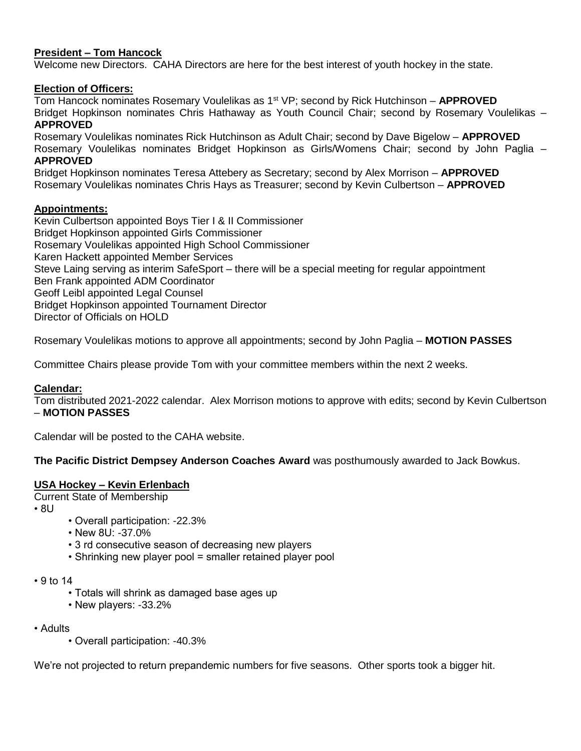**President – Tom Hancock**

Welcome new Directors. CAHA Directors are here for the best interest of youth hockey in the state.

**Election of Officers:**

Tom Hancock nominates Rosemary Voulelikas as 1st VP; second by Rick Hutchinson – **APPROVED**
Bridget Hopkinson nominates Chris Hathaway as Youth Council Chair; second by Rosemary Voulelikas – **APPROVED**
Rosemary Voulelikas nominates Rick Hutchinson as Adult Chair; second by Dave Bigelow – **APPROVED**
Rosemary Voulelikas nominates Bridget Hopkinson as Girls/Womens Chair; second by John Paglia – **APPROVED**
Bridget Hopkinson nominates Teresa Attebery as Secretary; second by Alex Morrison – **APPROVED**
Rosemary Voulelikas nominates Chris Hays as Treasurer; second by Kevin Culbertson – **APPROVED**

**Appointments:**

Kevin Culbertson appointed Boys Tier I & II Commissioner
Bridget Hopkinson appointed Girls Commissioner
Rosemary Voulelikas appointed High School Commissioner
Karen Hackett appointed Member Services
Steve Laing serving as interim SafeSport – there will be a special meeting for regular appointment
Ben Frank appointed ADM Coordinator
Geoff Leibl appointed Legal Counsel
Bridget Hopkinson appointed Tournament Director
Director of Officials on HOLD

Rosemary Voulelikas motions to approve all appointments; second by John Paglia – **MOTION PASSES**

Committee Chairs please provide Tom with your committee members within the next 2 weeks.

**Calendar:**

Tom distributed 2021-2022 calendar. Alex Morrison motions to approve with edits; second by Kevin Culbertson – **MOTION PASSES**

Calendar will be posted to the CAHA website.

**The Pacific District Dempsey Anderson Coaches Award** was posthumously awarded to Jack Bowkus.

**USA Hockey – Kevin Erlenbach**

Current State of Membership

- 8U
  - Overall participation: -22.3%
  - New 8U: -37.0%
  - 3 rd consecutive season of decreasing new players
  - Shrinking new player pool = smaller retained player pool
- 9 to 14
  - Totals will shrink as damaged base ages up
  - New players: -33.2%
- Adults
  - Overall participation: -40.3%

We're not projected to return prepandemic numbers for five seasons. Other sports took a bigger hit.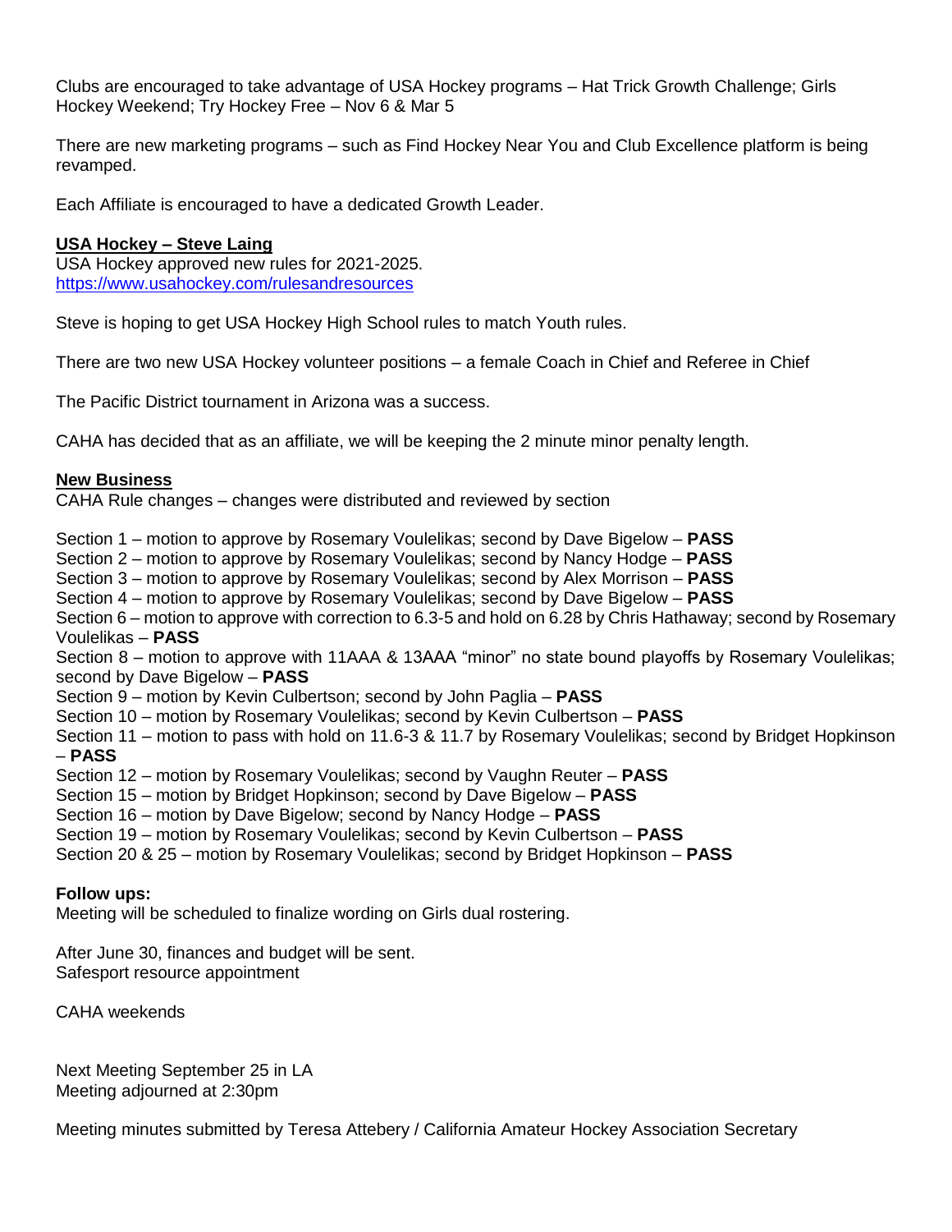Clubs are encouraged to take advantage of USA Hockey programs – Hat Trick Growth Challenge; Girls Hockey Weekend; Try Hockey Free – Nov 6 & Mar 5

There are new marketing programs – such as Find Hockey Near You and Club Excellence platform is being revamped.

Each Affiliate is encouraged to have a dedicated Growth Leader.

**USA Hockey – Steve Laing**

USA Hockey approved new rules for 2021-2025.
https://www.usahockey.com/rulesandresources

Steve is hoping to get USA Hockey High School rules to match Youth rules.

There are two new USA Hockey volunteer positions – a female Coach in Chief and Referee in Chief

The Pacific District tournament in Arizona was a success.

CAHA has decided that as an affiliate, we will be keeping the 2 minute minor penalty length.

**New Business**

CAHA Rule changes – changes were distributed and reviewed by section

Section 1 – motion to approve by Rosemary Voulelikas; second by Dave Bigelow – **PASS**
Section 2 – motion to approve by Rosemary Voulelikas; second by Nancy Hodge – **PASS**
Section 3 – motion to approve by Rosemary Voulelikas; second by Alex Morrison – **PASS**
Section 4 – motion to approve by Rosemary Voulelikas; second by Dave Bigelow – **PASS**
Section 6 – motion to approve with correction to 6.3-5 and hold on 6.28 by Chris Hathaway; second by Rosemary Voulelikas – **PASS**
Section 8 – motion to approve with 11AAA & 13AAA "minor" no state bound playoffs by Rosemary Voulelikas; second by Dave Bigelow – **PASS**
Section 9 – motion by Kevin Culbertson; second by John Paglia – **PASS**
Section 10 – motion by Rosemary Voulelikas; second by Kevin Culbertson – **PASS**
Section 11 – motion to pass with hold on 11.6-3 & 11.7 by Rosemary Voulelikas; second by Bridget Hopkinson – **PASS**
Section 12 – motion by Rosemary Voulelikas; second by Vaughn Reuter – **PASS**
Section 15 – motion by Bridget Hopkinson; second by Dave Bigelow – **PASS**
Section 16 – motion by Dave Bigelow; second by Nancy Hodge – **PASS**
Section 19 – motion by Rosemary Voulelikas; second by Kevin Culbertson – **PASS**
Section 20 & 25 – motion by Rosemary Voulelikas; second by Bridget Hopkinson – **PASS**

**Follow ups:**

Meeting will be scheduled to finalize wording on Girls dual rostering.

After June 30, finances and budget will be sent.
Safesport resource appointment

CAHA weekends

Next Meeting September 25 in LA
Meeting adjourned at 2:30pm

Meeting minutes submitted by Teresa Attebery / California Amateur Hockey Association Secretary